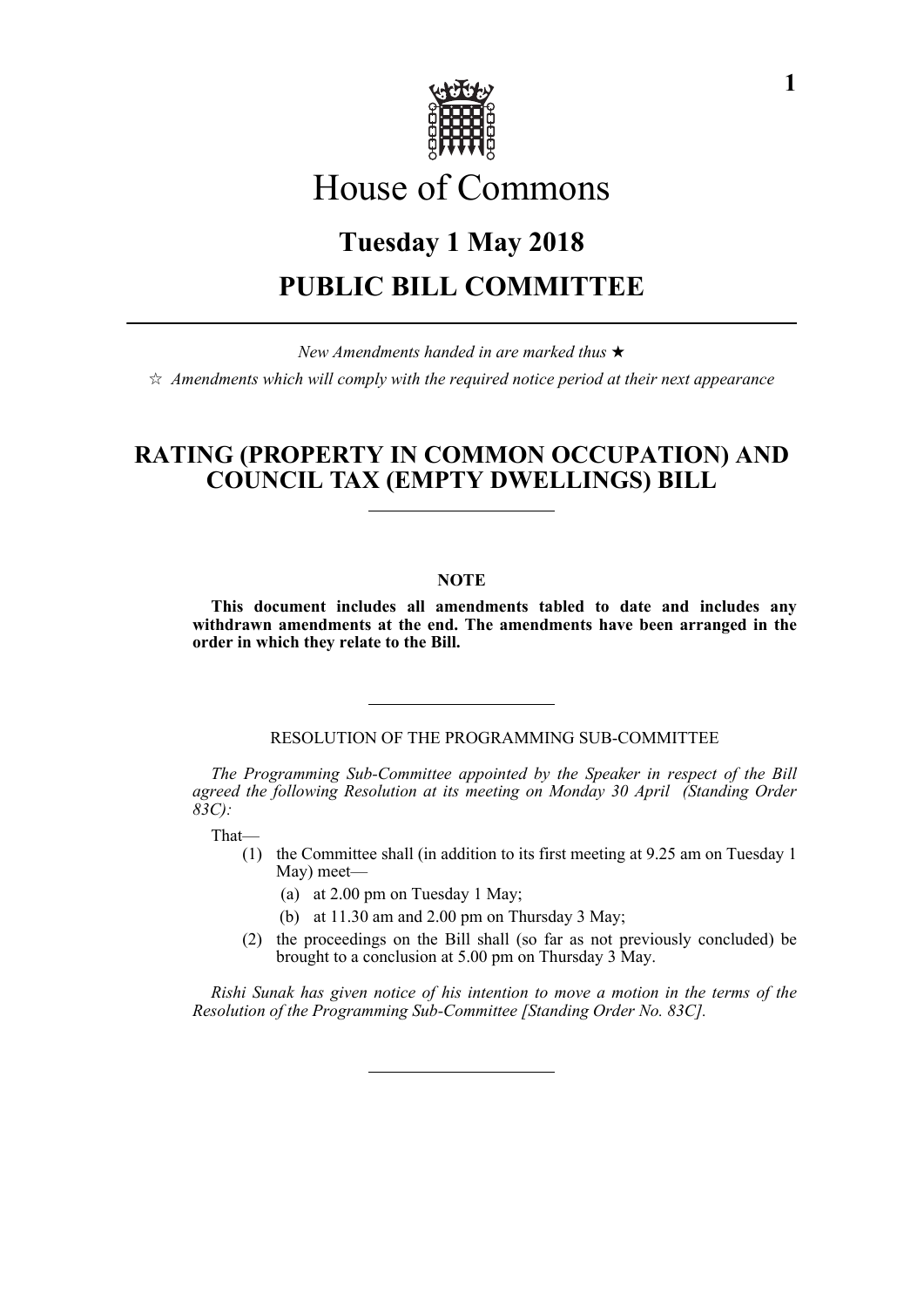# House of Commons

## Tuesday 1 May 2018

## PUBLIC BILL COMMITTEE

*New Amendments handed in are marked thus* ★

☆ *Amendments which will comply with the required notice period at their next appearance*

## RATING (PROPERTY IN COMMON OCCUPATION) AND COUNCIL TAX (EMPTY DWELLINGS) BILL

**NOTE**

**This document includes all amendments tabled to date and includes any withdrawn amendments at the end. The amendments have been arranged in the order in which they relate to the Bill.**

RESOLUTION OF THE PROGRAMMING SUB-COMMITTEE

*The Programming Sub-Committee appointed by the Speaker in respect of the Bill agreed the following Resolution at its meeting on Monday 30 April (Standing Order 83C):*

That—

(1) the Committee shall (in addition to its first meeting at 9.25 am on Tuesday 1 May) meet—

 (a) at 2.00 pm on Tuesday 1 May;

 (b) at 11.30 am and 2.00 pm on Thursday 3 May;

(2) the proceedings on the Bill shall (so far as not previously concluded) be brought to a conclusion at 5.00 pm on Thursday 3 May.

*Rishi Sunak has given notice of his intention to move a motion in the terms of the Resolution of the Programming Sub-Committee [Standing Order No. 83C].*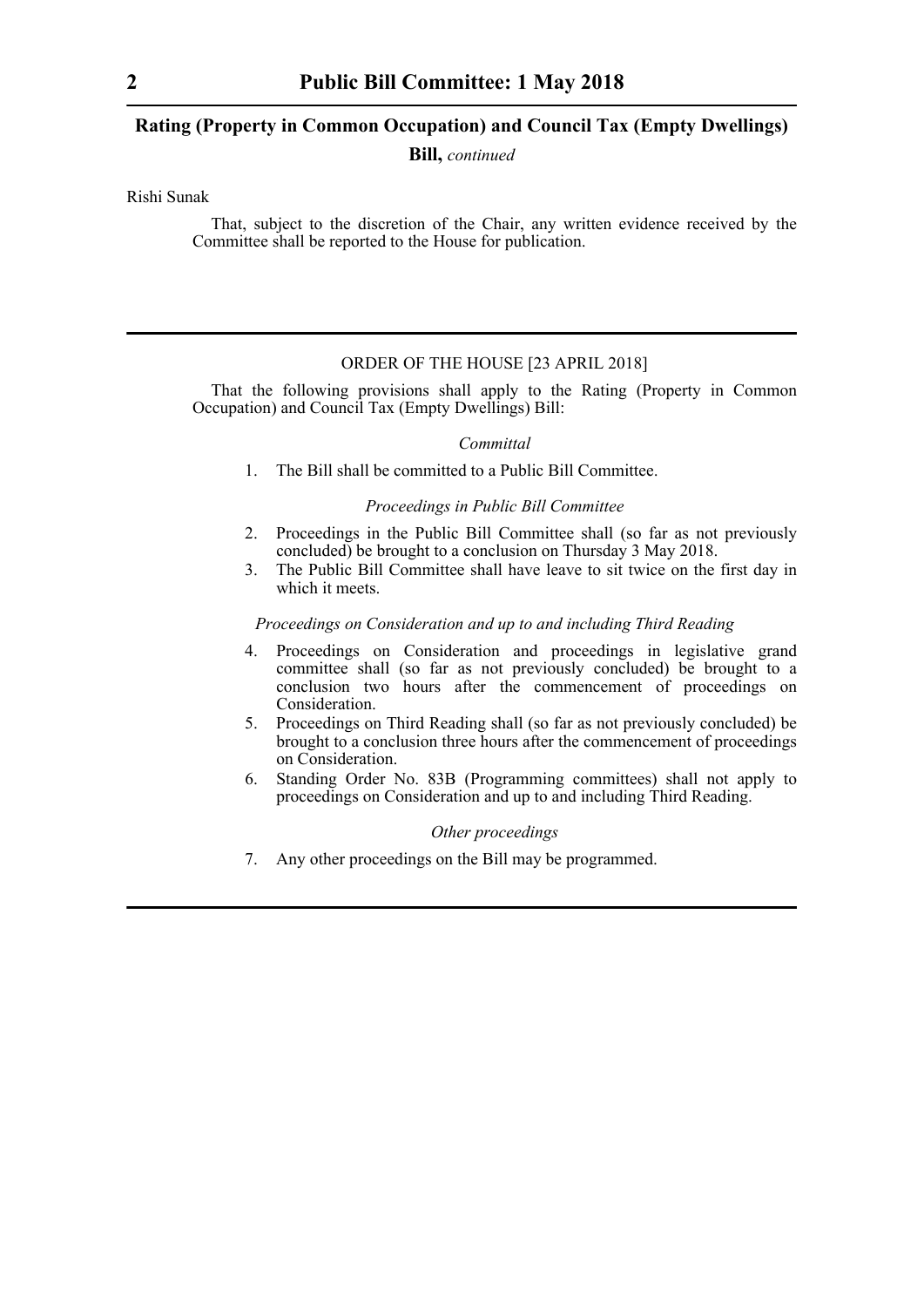## Rating (Property in Common Occupation) and Council Tax (Empty Dwellings) Bill, *continued*

Rishi Sunak

That, subject to the discretion of the Chair, any written evidence received by the Committee shall be reported to the House for publication.

---

ORDER OF THE HOUSE [23 APRIL 2018]

That the following provisions shall apply to the Rating (Property in Common Occupation) and Council Tax (Empty Dwellings) Bill:

*Committal*

1. The Bill shall be committed to a Public Bill Committee.

*Proceedings in Public Bill Committee*

2. Proceedings in the Public Bill Committee shall (so far as not previously concluded) be brought to a conclusion on Thursday 3 May 2018.
3. The Public Bill Committee shall have leave to sit twice on the first day in which it meets.

*Proceedings on Consideration and up to and including Third Reading*

4. Proceedings on Consideration and proceedings in legislative grand committee shall (so far as not previously concluded) be brought to a conclusion two hours after the commencement of proceedings on Consideration.
5. Proceedings on Third Reading shall (so far as not previously concluded) be brought to a conclusion three hours after the commencement of proceedings on Consideration.
6. Standing Order No. 83B (Programming committees) shall not apply to proceedings on Consideration and up to and including Third Reading.

*Other proceedings*

7. Any other proceedings on the Bill may be programmed.